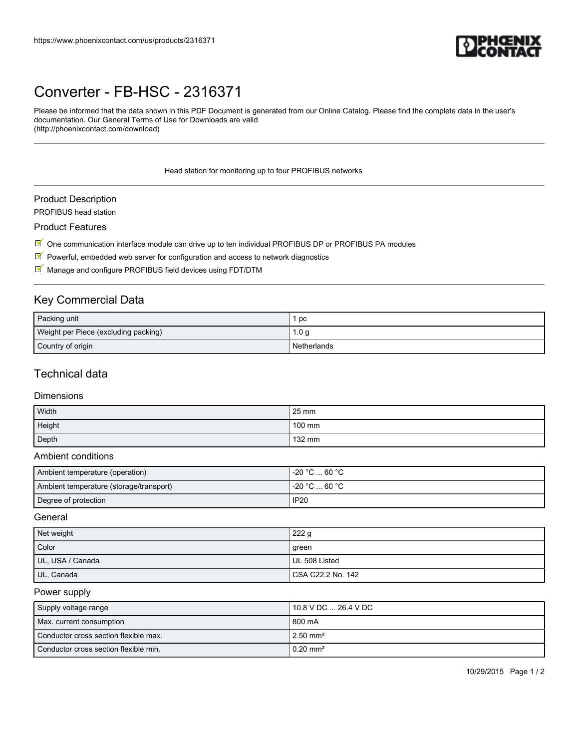# Converter - FB-HSC - 2316371

Please be informed that the data shown in this PDF Document is generated from our Online Catalog. Please find the complete data in the user's documentation. Our General Terms of Use for Downloads are valid (http://phoenixcontact.com/download)

Head station for monitoring up to four PROFIBUS networks

## Product Description

PROFIBUS head station

## Product Features

- One communication interface module can drive up to ten individual PROFIBUS DP or PROFIBUS PA modules
- Powerful, embedded web server for configuration and access to network diagnostics
- Manage and configure PROFIBUS field devices using FDT/DTM

## Key Commercial Data

| | |
|---|---|
| Packing unit | 1 pc |
| Weight per Piece (excluding packing) | 1.0 g |
| Country of origin | Netherlands |

## Technical data

### Dimensions

| | |
|---|---|
| Width | 25 mm |
| Height | 100 mm |
| Depth | 132 mm |

### Ambient conditions

| | |
|---|---|
| Ambient temperature (operation) | -20 °C ... 60 °C |
| Ambient temperature (storage/transport) | -20 °C ... 60 °C |
| Degree of protection | IP20 |

### General

| | |
|---|---|
| Net weight | 222 g |
| Color | green |
| UL, USA / Canada | UL 508 Listed |
| UL, Canada | CSA C22.2 No. 142 |

### Power supply

| | |
|---|---|
| Supply voltage range | 10.8 V DC ... 26.4 V DC |
| Max. current consumption | 800 mA |
| Conductor cross section flexible max. | 2.50 mm² |
| Conductor cross section flexible min. | 0.20 mm² |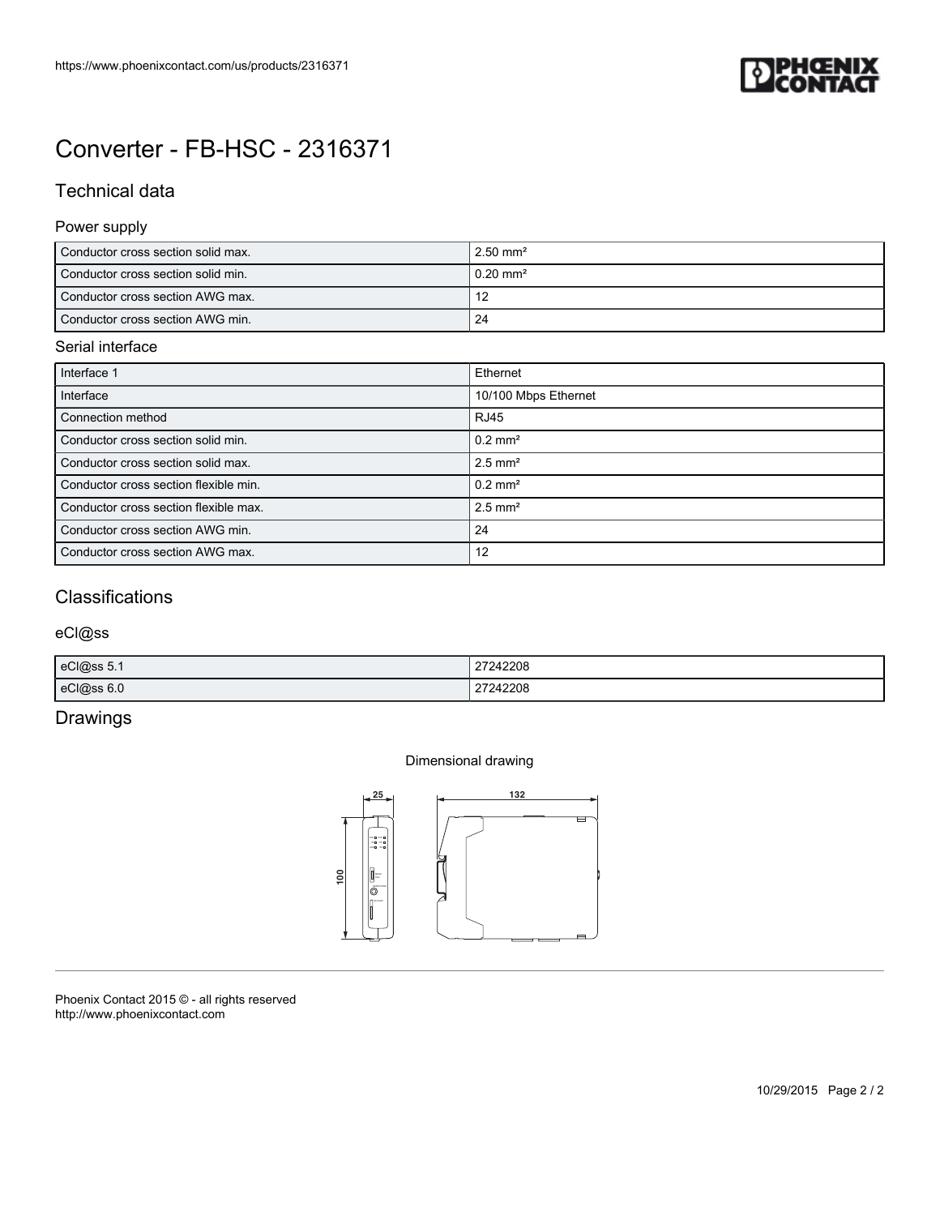# Converter - FB-HSC - 2316371

## Technical data

### Power supply

| | |
|---|---|
| Conductor cross section solid max. | 2.50 mm² |
| Conductor cross section solid min. | 0.20 mm² |
| Conductor cross section AWG max. | 12 |
| Conductor cross section AWG min. | 24 |

### Serial interface

| | |
|---|---|
| Interface 1 | Ethernet |
| Interface | 10/100 Mbps Ethernet |
| Connection method | RJ45 |
| Conductor cross section solid min. | 0.2 mm² |
| Conductor cross section solid max. | 2.5 mm² |
| Conductor cross section flexible min. | 0.2 mm² |
| Conductor cross section flexible max. | 2.5 mm² |
| Conductor cross section AWG min. | 24 |
| Conductor cross section AWG max. | 12 |

## Classifications

### eCl@ss

| | |
|---|---|
| eCl@ss 5.1 | 27242208 |
| eCl@ss 6.0 | 27242208 |

## Drawings

Dimensional drawing

25

132

100

Phoenix Contact 2015 © - all rights reserved
http://www.phoenixcontact.com